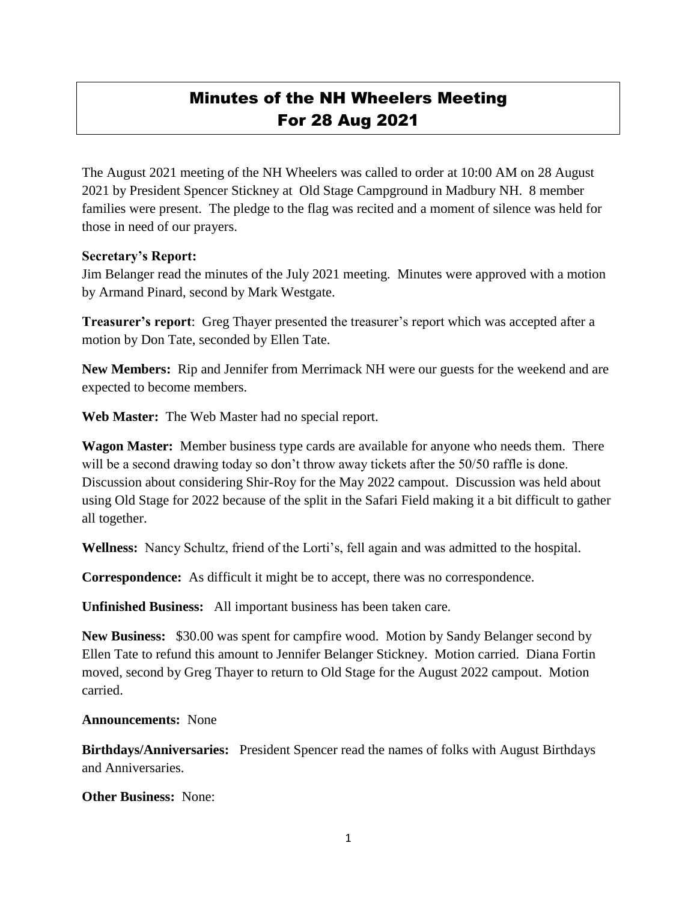# Minutes of the NH Wheelers Meeting For 28 Aug 2021

The August 2021 meeting of the NH Wheelers was called to order at 10:00 AM on 28 August 2021 by President Spencer Stickney at Old Stage Campground in Madbury NH. 8 member families were present. The pledge to the flag was recited and a moment of silence was held for those in need of our prayers.

**Secretary's Report:**
Jim Belanger read the minutes of the July 2021 meeting. Minutes were approved with a motion by Armand Pinard, second by Mark Westgate.

**Treasurer's report**: Greg Thayer presented the treasurer's report which was accepted after a motion by Don Tate, seconded by Ellen Tate.

**New Members:** Rip and Jennifer from Merrimack NH were our guests for the weekend and are expected to become members.

**Web Master:** The Web Master had no special report.

**Wagon Master:** Member business type cards are available for anyone who needs them. There will be a second drawing today so don't throw away tickets after the 50/50 raffle is done. Discussion about considering Shir-Roy for the May 2022 campout. Discussion was held about using Old Stage for 2022 because of the split in the Safari Field making it a bit difficult to gather all together.

**Wellness:** Nancy Schultz, friend of the Lorti's, fell again and was admitted to the hospital.

**Correspondence:** As difficult it might be to accept, there was no correspondence.

**Unfinished Business:** All important business has been taken care.

**New Business:** $30.00 was spent for campfire wood. Motion by Sandy Belanger second by Ellen Tate to refund this amount to Jennifer Belanger Stickney. Motion carried. Diana Fortin moved, second by Greg Thayer to return to Old Stage for the August 2022 campout. Motion carried.

**Announcements:** None

**Birthdays/Anniversaries:** President Spencer read the names of folks with August Birthdays and Anniversaries.

**Other Business:** None: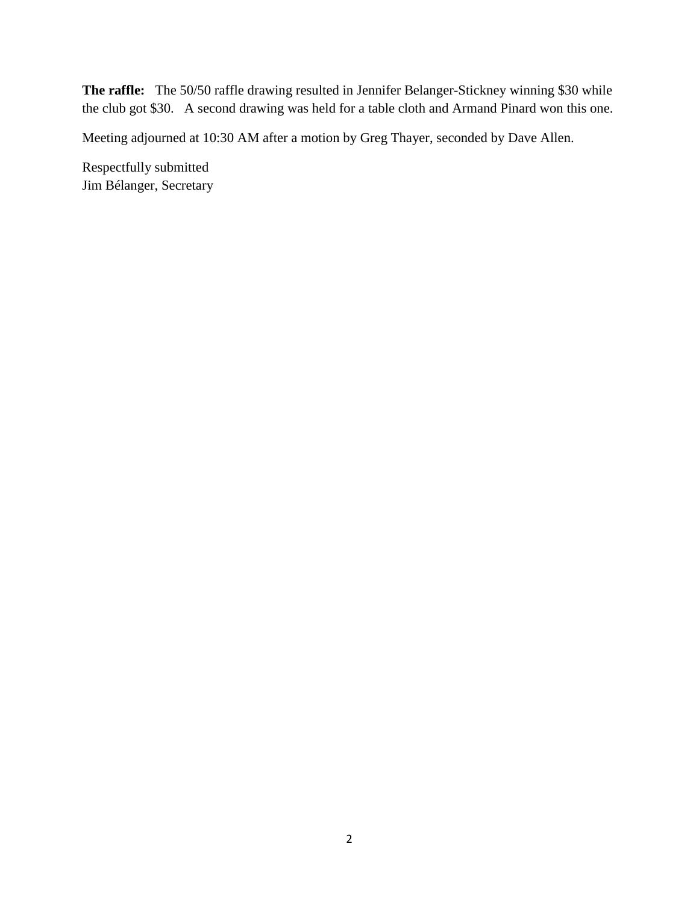**The raffle:** The 50/50 raffle drawing resulted in Jennifer Belanger-Stickney winning $30 while the club got $30. A second drawing was held for a table cloth and Armand Pinard won this one.

Meeting adjourned at 10:30 AM after a motion by Greg Thayer, seconded by Dave Allen.

Respectfully submitted  
Jim Bélanger, Secretary